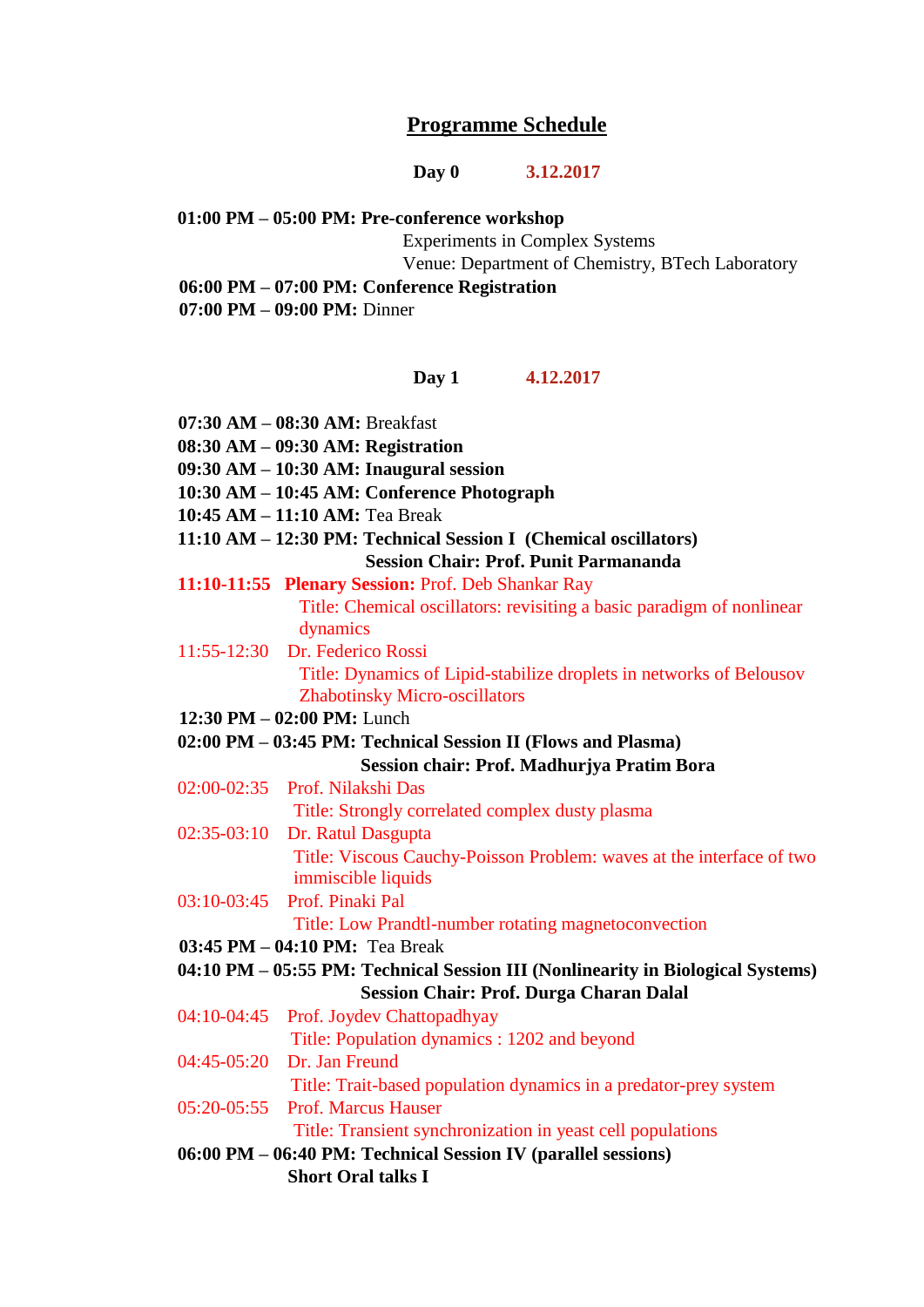# Programme Schedule

**Day 0** **3.12.2017**

**01:00 PM – 05:00 PM: Pre-conference workshop**

Experiments in Complex Systems

Venue: Department of Chemistry, BTech Laboratory

**06:00 PM – 07:00 PM: Conference Registration**

**07:00 PM – 09:00 PM:** Dinner

**Day 1** **4.12.2017**

**07:30 AM – 08:30 AM:** Breakfast

**08:30 AM – 09:30 AM: Registration**

**09:30 AM – 10:30 AM: Inaugural session**

**10:30 AM – 10:45 AM: Conference Photograph**

**10:45 AM – 11:10 AM:** Tea Break

**11:10 AM – 12:30 PM: Technical Session I (Chemical oscillators)**

**Session Chair: Prof. Punit Parmananda**

**11:10-11:55** **Plenary Session:** Prof. Deb Shankar Ray

Title: Chemical oscillators: revisiting a basic paradigm of nonlinear dynamics

11:55-12:30 Dr. Federico Rossi

Title: Dynamics of Lipid-stabilize droplets in networks of Belousov Zhabotinsky Micro-oscillators

**12:30 PM – 02:00 PM:** Lunch

**02:00 PM – 03:45 PM: Technical Session II (Flows and Plasma)**

**Session chair: Prof. Madhurjya Pratim Bora**

02:00-02:35 Prof. Nilakshi Das

Title: Strongly correlated complex dusty plasma

02:35-03:10 Dr. Ratul Dasgupta

Title: Viscous Cauchy-Poisson Problem: waves at the interface of two immiscible liquids

03:10-03:45 Prof. Pinaki Pal

Title: Low Prandtl-number rotating magnetoconvection

**03:45 PM – 04:10 PM:** Tea Break

**04:10 PM – 05:55 PM: Technical Session III (Nonlinearity in Biological Systems)**

**Session Chair: Prof. Durga Charan Dalal**

04:10-04:45 Prof. Joydev Chattopadhyay

Title: Population dynamics : 1202 and beyond

04:45-05:20 Dr. Jan Freund

Title: Trait-based population dynamics in a predator-prey system

05:20-05:55 Prof. Marcus Hauser

Title: Transient synchronization in yeast cell populations

**06:00 PM – 06:40 PM: Technical Session IV (parallel sessions)**

**Short Oral talks I**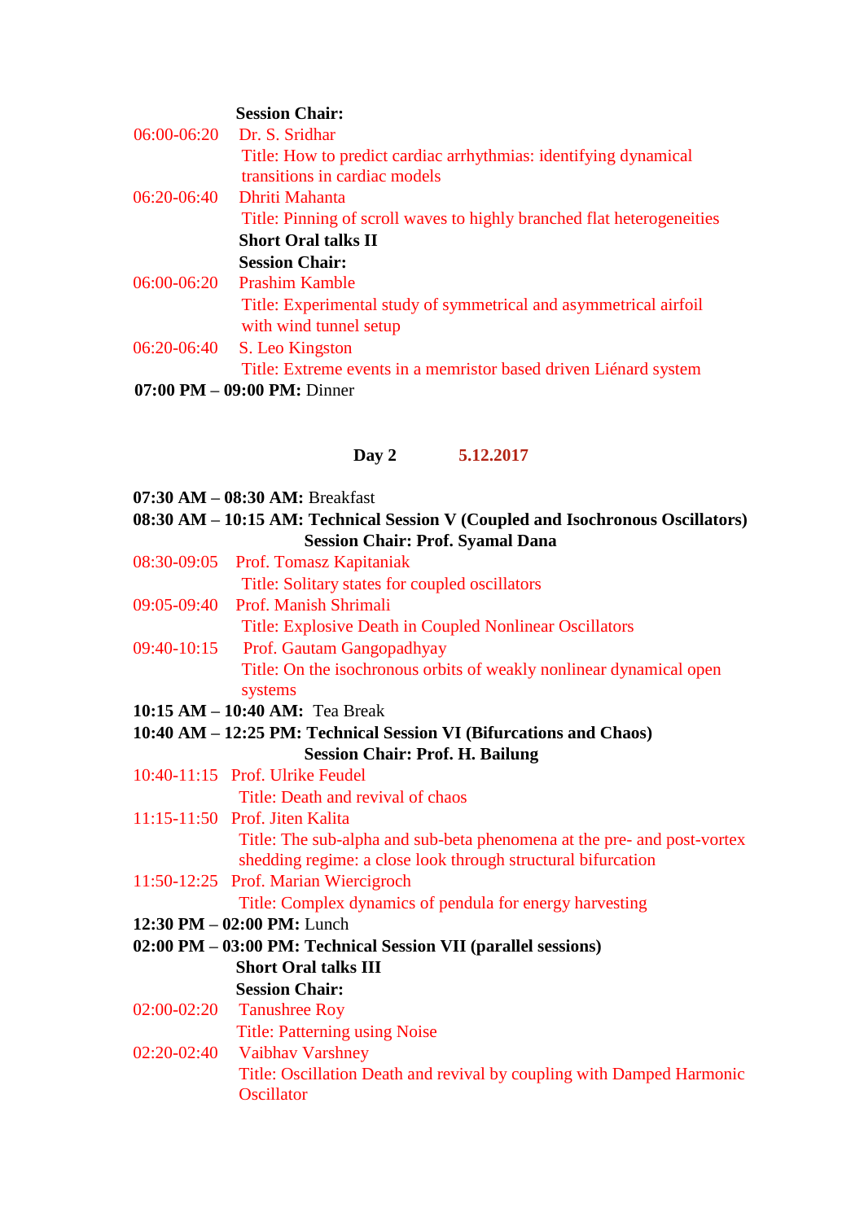**Session Chair:**

06:00-06:20 Dr. S. Sridhar
Title: How to predict cardiac arrhythmias: identifying dynamical transitions in cardiac models

06:20-06:40 Dhriti Mahanta
Title: Pinning of scroll waves to highly branched flat heterogeneities

**Short Oral talks II**

**Session Chair:**

06:00-06:20 Prashim Kamble
Title: Experimental study of symmetrical and asymmetrical airfoil with wind tunnel setup

06:20-06:40 S. Leo Kingston
Title: Extreme events in a memristor based driven Liénard system

**07:00 PM – 09:00 PM:** Dinner

## Day 2 5.12.2017

**07:30 AM – 08:30 AM:** Breakfast

**08:30 AM – 10:15 AM: Technical Session V (Coupled and Isochronous Oscillators)**

**Session Chair: Prof. Syamal Dana**

08:30-09:05 Prof. Tomasz Kapitaniak
Title: Solitary states for coupled oscillators

09:05-09:40 Prof. Manish Shrimali
Title: Explosive Death in Coupled Nonlinear Oscillators

09:40-10:15 Prof. Gautam Gangopadhyay
Title: On the isochronous orbits of weakly nonlinear dynamical open systems

**10:15 AM – 10:40 AM:** Tea Break

**10:40 AM – 12:25 PM: Technical Session VI (Bifurcations and Chaos)**

**Session Chair: Prof. H. Bailung**

10:40-11:15 Prof. Ulrike Feudel
Title: Death and revival of chaos

11:15-11:50 Prof. Jiten Kalita
Title: The sub-alpha and sub-beta phenomena at the pre- and post-vortex shedding regime: a close look through structural bifurcation

11:50-12:25 Prof. Marian Wiercigroch
Title: Complex dynamics of pendula for energy harvesting

**12:30 PM – 02:00 PM:** Lunch

**02:00 PM – 03:00 PM: Technical Session VII (parallel sessions)**

**Short Oral talks III**

**Session Chair:**

02:00-02:20 Tanushree Roy
Title: Patterning using Noise

02:20-02:40 Vaibhav Varshney
Title: Oscillation Death and revival by coupling with Damped Harmonic Oscillator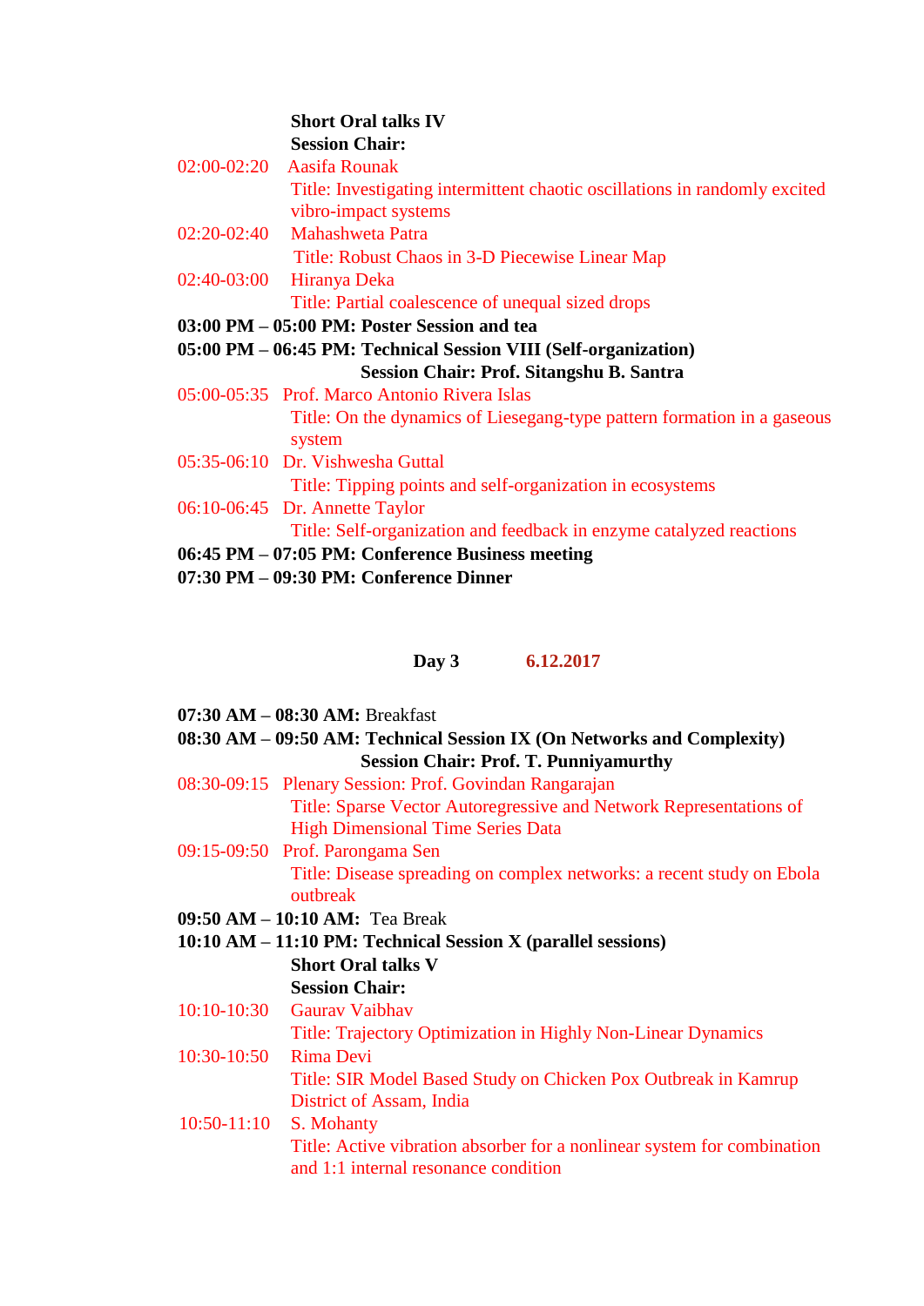**Short Oral talks IV**

**Session Chair:**

02:00-02:20 Aasifa Rounak

Title: Investigating intermittent chaotic oscillations in randomly excited vibro-impact systems

02:20-02:40 Mahashweta Patra

Title: Robust Chaos in 3-D Piecewise Linear Map

02:40-03:00 Hiranya Deka

Title: Partial coalescence of unequal sized drops

**03:00 PM – 05:00 PM: Poster Session and tea**

**05:00 PM – 06:45 PM: Technical Session VIII (Self-organization)**

**Session Chair: Prof. Sitangshu B. Santra**

05:00-05:35 Prof. Marco Antonio Rivera Islas

Title: On the dynamics of Liesegang-type pattern formation in a gaseous system

05:35-06:10 Dr. Vishwesha Guttal

Title: Tipping points and self-organization in ecosystems

06:10-06:45 Dr. Annette Taylor

Title: Self-organization and feedback in enzyme catalyzed reactions

**06:45 PM – 07:05 PM: Conference Business meeting**

**07:30 PM – 09:30 PM: Conference Dinner**

## Day 3 6.12.2017

**07:30 AM – 08:30 AM:** Breakfast

**08:30 AM – 09:50 AM: Technical Session IX (On Networks and Complexity)**

**Session Chair: Prof. T. Punniyamurthy**

08:30-09:15 Plenary Session: Prof. Govindan Rangarajan

Title: Sparse Vector Autoregressive and Network Representations of High Dimensional Time Series Data

09:15-09:50 Prof. Parongama Sen

Title: Disease spreading on complex networks: a recent study on Ebola outbreak

**09:50 AM – 10:10 AM:** Tea Break

**10:10 AM – 11:10 PM: Technical Session X (parallel sessions)**

**Short Oral talks V**

**Session Chair:**

10:10-10:30 Gaurav Vaibhav

Title: Trajectory Optimization in Highly Non-Linear Dynamics

10:30-10:50 Rima Devi

Title: SIR Model Based Study on Chicken Pox Outbreak in Kamrup District of Assam, India

10:50-11:10 S. Mohanty

Title: Active vibration absorber for a nonlinear system for combination and 1:1 internal resonance condition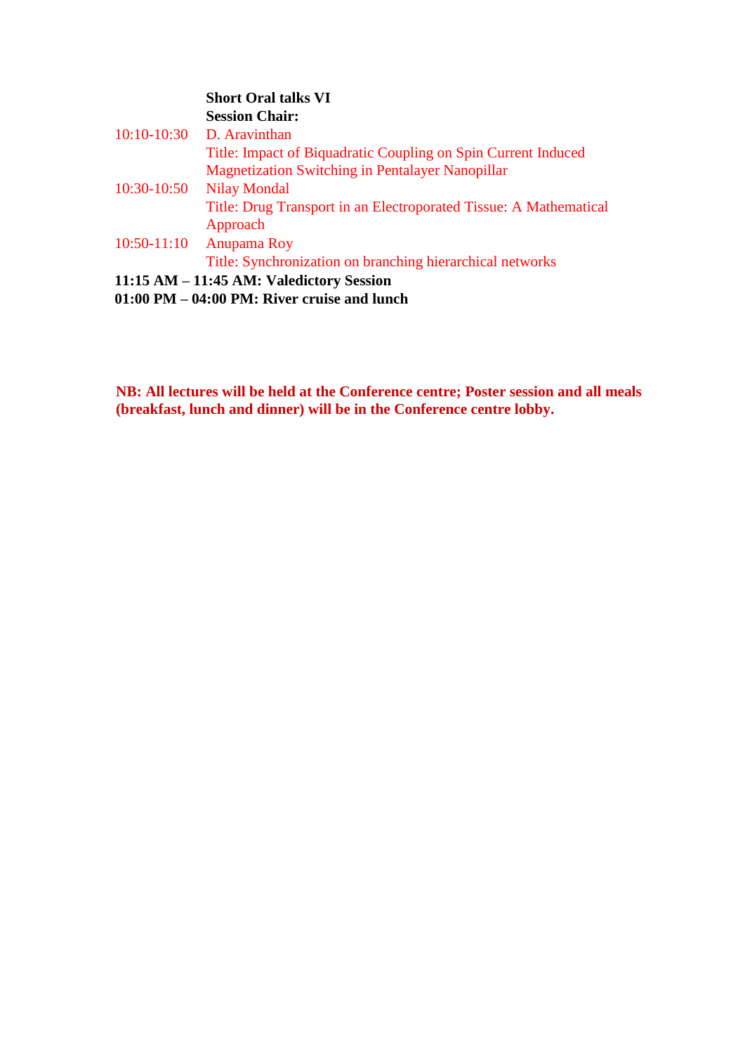**Short Oral talks VI**

**Session Chair:**

10:10-10:30 D. Aravinthan
Title: Impact of Biquadratic Coupling on Spin Current Induced Magnetization Switching in Pentalayer Nanopillar

10:30-10:50 Nilay Mondal
Title: Drug Transport in an Electroporated Tissue: A Mathematical Approach

10:50-11:10 Anupama Roy
Title: Synchronization on branching hierarchical networks

**11:15 AM – 11:45 AM: Valedictory Session**

**01:00 PM – 04:00 PM: River cruise and lunch**

**NB: All lectures will be held at the Conference centre; Poster session and all meals (breakfast, lunch and dinner) will be in the Conference centre lobby.**